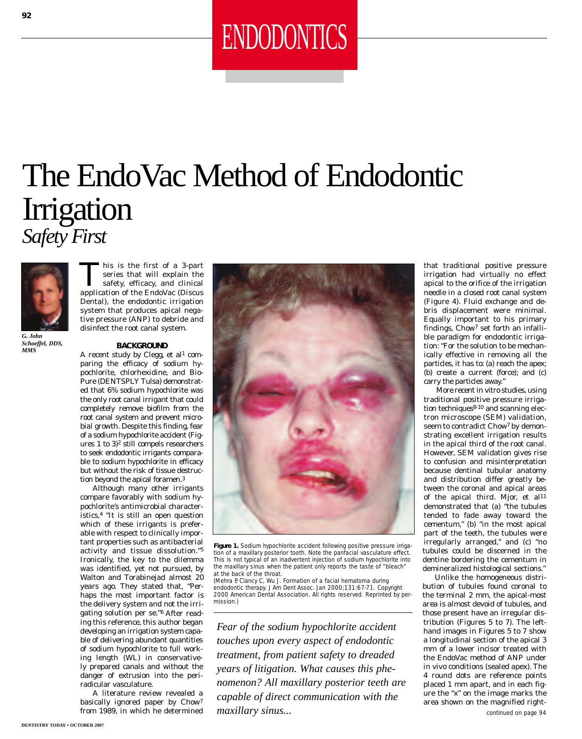ENDODONTICS

# The EndoVac Method of Endodontic Irrigation

## *Safety First*

*G. John Schoeffel, DDS, MMS*

This is the first of a 3-part series that will explain the safety, efficacy, and clinical application of the EndoVac (Discus Dental), the endodontic irrigation system that produces apical negative pressure (ANP) to debride and disinfect the root canal system.

### BACKGROUND

A recent study by Clegg, et al[1] comparing the efficacy of sodium hypochlorite, chlorhexidine, and BioPure (DENTSPLY Tulsa) demonstrated that 6% sodium hypochlorite was the only root canal irrigant that could completely remove biofilm from the root canal system and prevent microbial growth. Despite this finding, fear of a sodium hypochlorite accident (Figures 1 to 3)[2] still compels researchers to seek endodontic irrigants comparable to sodium hypochlorite in efficacy but without the risk of tissue destruction beyond the apical foramen.[3]

Although many other irrigants compare favorably with sodium hypochlorite's antimicrobial characteristics,[4] "It is still an open question which of these irrigants is preferable with respect to clinically important properties such as antibacterial activity and tissue dissolution."[5] Ironically, the key to the dilemma was identified, yet not pursued, by Walton and Torabinejad almost 20 years ago. They stated that, "Perhaps the most important factor is the delivery system and not the irrigating solution per se."[6] After reading this reference, this author began developing an irrigation system capable of delivering abundant quantities of sodium hypochlorite to full working length (WL) in conservatively prepared canals and without the danger of extrusion into the periradicular vasculature.

A literature review revealed a basically ignored paper by Chow[7] from 1989, in which he determined that traditional positive pressure irrigation had virtually no effect apical to the orifice of the irrigation needle in a closed root canal system (Figure 4). Fluid exchange and debris displacement were minimal. Equally important to his primary findings, Chow[7] set forth an infallible paradigm for endodontic irrigation: "For the solution to be mechanically effective in removing all the particles, it has to: (a) reach the apex; (b) create a current (force); and (c) carry the particles away."

More recent in vitro studies, using traditional positive pressure irrigation techniques[8-10] and scanning electron microscope (SEM) validation, seem to contradict Chow[7] by demonstrating excellent irrigation results in the apical third of the root canal. However, SEM validation gives rise to confusion and misinterpretation because dentinal tubular anatomy and distribution differ greatly between the coronal and apical areas of the apical third. Mjor, et al[11] demonstrated that (a) "the tubules tended to fade away toward the cementum," (b) "in the most apical part of the teeth, the tubules were irregularly arranged," and (c) "no tubules could be discerned in the dentine bordering the cementum in demineralized histological sections."

Unlike the homogeneous distribution of tubules found coronal to the terminal 2 mm, the apical-most area is almost devoid of tubules, and those present have an irregular distribution (Figures 5 to 7). The left-hand images in Figures 5 to 7 show a longitudinal section of the apical 3 mm of a lower incisor treated with the EndoVac method of ANP under in vivo conditions (sealed apex). The 4 round dots are reference points placed 1 mm apart, and in each figure the "x" on the image marks the area shown on the magnified right-

*continued on page 94*

**Figure 1.** Sodium hypochlorite accident following positive pressure irrigation of a maxillary posterior tooth. Note the panfacial vasculature effect. This is not typical of an inadvertent injection of sodium hypochlorite into the maxillary sinus when the patient only reports the taste of "bleach" at the back of the throat.
(Mehra P, Clancy C, Wu J. Formation of a facial hematoma during endodontic therapy. J Am Dent Assoc. Jan 2000;131:67-71. Copyright 2000 American Dental Association. All rights reserved. Reprinted by permission.)

*Fear of the sodium hypochlorite accident touches upon every aspect of endodontic treatment, from patient safety to dreaded years of litigation. What causes this phenomenon? All maxillary posterior teeth are capable of direct communication with the maxillary sinus...*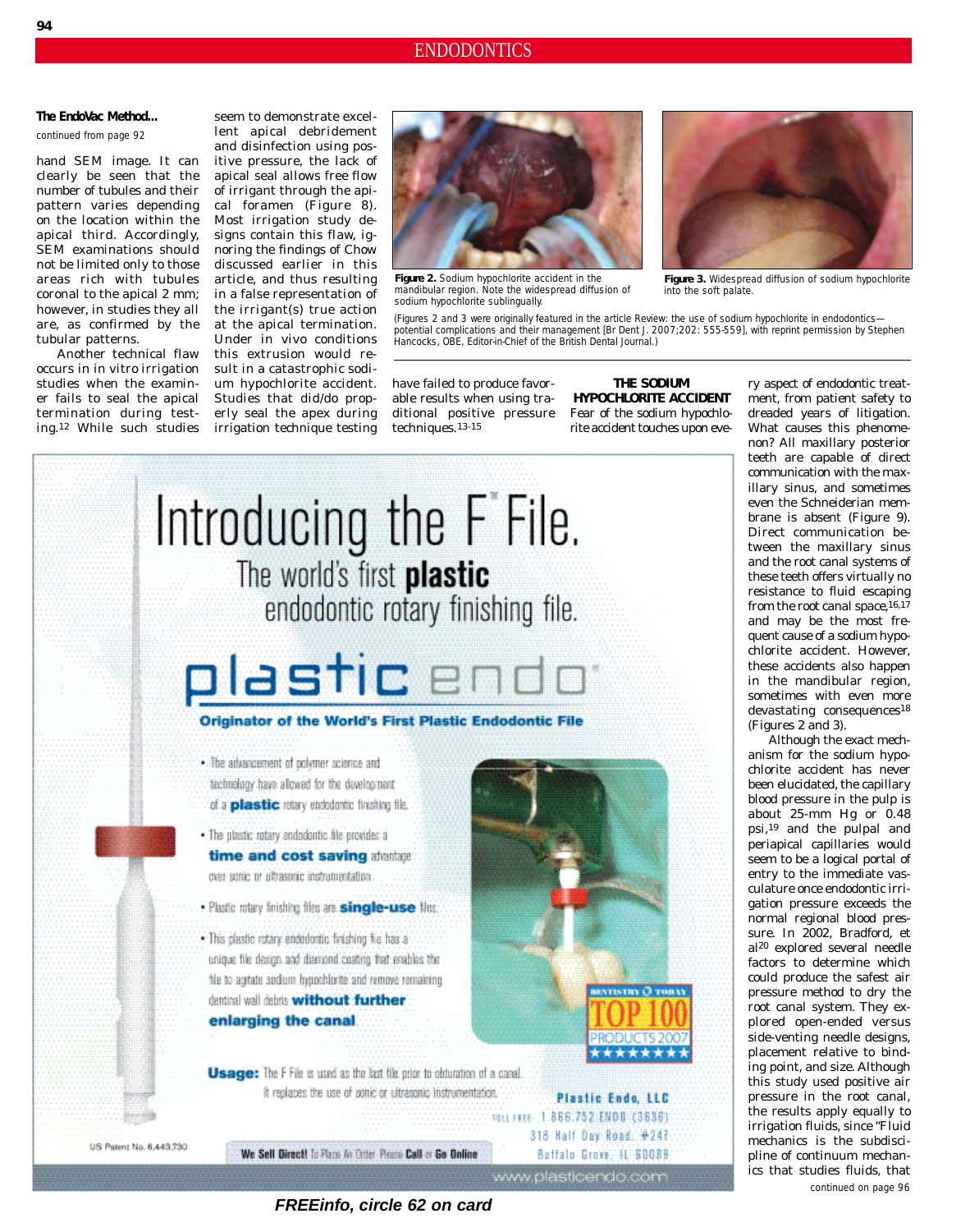**The EndoVac Method...**

continued from page 92

hand SEM image. It can clearly be seen that the number of tubules and their pattern varies depending on the location within the apical third. Accordingly, SEM examinations should not be limited only to those areas rich with tubules coronal to the apical 2 mm; however, in studies they all are, as confirmed by the tubular patterns.

Another technical flaw occurs in in vitro irrigation studies when the examiner fails to seal the apical termination during testing.[12] While such studies seem to demonstrate excellent apical debridement and disinfection using positive pressure, the lack of apical seal allows free flow of irrigant through the apical foramen (Figure 8). Most irrigation study designs contain this flaw, ignoring the findings of Chow discussed earlier in this article, and thus resulting in a false representation of the irrigant(s) true action at the apical termination. Under in vivo conditions this extrusion would result in a catastrophic sodium hypochlorite accident. Studies that did/do properly seal the apex during irrigation technique testing have failed to produce favorable results when using traditional positive pressure techniques.[13-15]

**Figure 2.** Sodium hypochlorite accident in the mandibular region. Note the widespread diffusion of sodium hypochlorite sublingually.

**Figure 3.** Widespread diffusion of sodium hypochlorite into the soft palate.

(Figures 2 and 3 were originally featured in the article Review: the use of sodium hypochlorite in endodontics—potential complications and their management [Br Dent J. 2007;202: 555-559], with reprint permission by Stephen Hancocks, OBE, Editor-in-Chief of the British Dental Journal.)

**THE SODIUM HYPOCHLORITE ACCIDENT**

Fear of the sodium hypochlorite accident touches upon every aspect of endodontic treatment, from patient safety to dreaded years of litigation. What causes this phenomenon? All maxillary posterior teeth are capable of direct communication with the maxillary sinus, and sometimes even the Schneiderian membrane is absent (Figure 9). Direct communication between the maxillary sinus and the root canal systems of these teeth offers virtually no resistance to fluid escaping from the root canal space,[16,17] and may be the most frequent cause of a sodium hypochlorite accident. However, these accidents also happen in the mandibular region, sometimes with even more devastating consequences[18] (Figures 2 and 3).

Although the exact mechanism for the sodium hypochlorite accident has never been elucidated, the capillary blood pressure in the pulp is about 25-mm Hg or 0.48 psi,[19] and the pulpal and periapical capillaries would seem to be a logical portal of entry to the immediate vasculature once endodontic irrigation pressure exceeds the normal regional blood pressure. In 2002, Bradford, et al[20] explored several needle factors to determine which could produce the safest air pressure method to dry the root canal system. They explored open-ended versus side-venting needle designs, placement relative to binding point, and size. Although this study used positive air pressure in the root canal, the results apply equally to irrigation fluids, since "Fluid mechanics is the subdiscipline of continuum mechanics that studies fluids, that

continued on page 96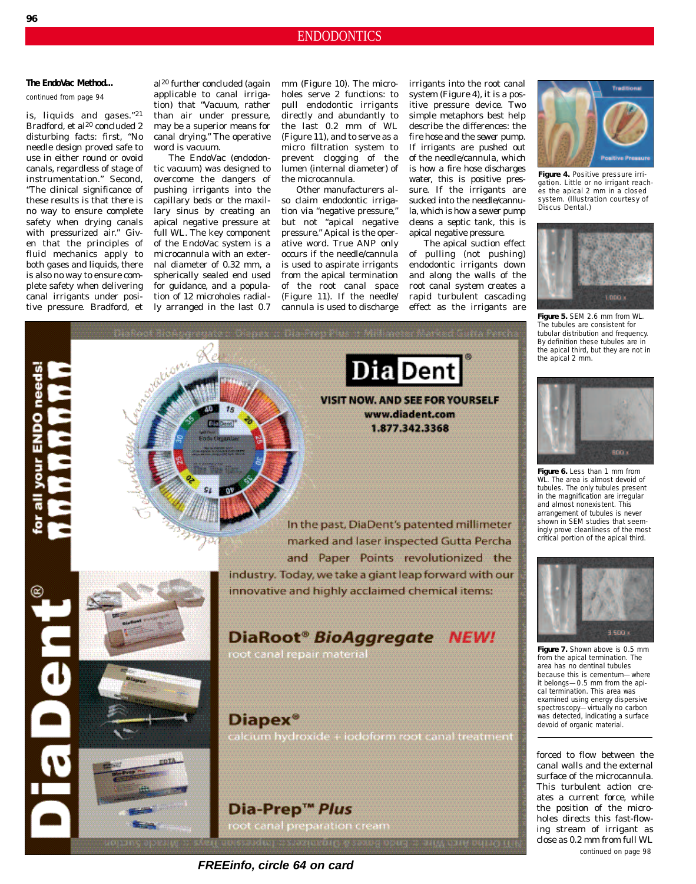**The EndoVac Method...**

continued from page 94

is, liquids and gases."[21] Bradford, et al[20] concluded 2 disturbing facts: first, "No needle design proved safe to use in either round or ovoid canals, regardless of stage of instrumentation." Second, "The clinical significance of these results is that there is no way to ensure complete safety when drying canals with pressurized air." Given that the principles of fluid mechanics apply to both gases and liquids, there is also no way to ensure complete safety when delivering canal irrigants under positive pressure. Bradford, et al[20] further concluded (again applicable to canal irrigation) that "Vacuum, rather than air under pressure, may be a superior means for canal drying." The operative word is vacuum.

The EndoVac (endodontic vacuum) was designed to overcome the dangers of pushing irrigants into the capillary beds or the maxillary sinus by creating an apical negative pressure at full WL. The key component of the EndoVac system is a microcannula with an external diameter of 0.32 mm, a spherically sealed end used for guidance, and a population of 12 microholes radially arranged in the last 0.7 mm (Figure 10). The microholes serve 2 functions: to pull endodontic irrigants directly and abundantly to the last 0.2 mm of WL (Figure 11), and to serve as a micro filtration system to prevent clogging of the lumen (internal diameter) of the microcannula.

Other manufacturers also claim endodontic irrigation via "negative pressure," but not "apical negative pressure." Apical is the operative word. True ANP only occurs if the needle/cannula is used to aspirate irrigants from the apical termination of the root canal space (Figure 11). If the needle/cannula is used to discharge irrigants into the root canal system (Figure 4), it is a positive pressure device. Two simple metaphors best help describe the differences: the fire hose and the sewer pump. If irrigants are pushed out of the needle/cannula, which is how a fire hose discharges water, this is positive pressure. If the irrigants are sucked into the needle/cannula, which is how a sewer pump cleans a septic tank, this is apical negative pressure.

The apical suction effect of pulling (not pushing) endodontic irrigants down and along the walls of the root canal system creates a rapid turbulent cascading effect as the irrigants are forced to flow between the canal walls and the external surface of the microcannula. This turbulent action creates a current force, while the position of the microholes directs this fast-flowing stream of irrigant as close as 0.2 mm from full WL

continued on page 98

**Figure 4.** Positive pressure irrigation. Little or no irrigant reaches the apical 2 mm in a closed system. (Illustration courtesy of Discus Dental.)

**Figure 5.** SEM 2.6 mm from WL. The tubules are consistent for tubular distribution and frequency. By definition these tubules are in the apical third, but they are not in the apical 2 mm.

**Figure 6.** Less than 1 mm from WL. The area is almost devoid of tubules. The only tubules present in the magnification are irregular and almost nonexistent. This arrangement of tubules is never shown in SEM studies that seemingly prove cleanliness of the most critical portion of the apical third.

**Figure 7.** Shown above is 0.5 mm from the apical termination. The area has no dentinal tubules because this is cementum—where it belongs—0.5 mm from the apical termination. This area was examined using energy dispersive spectroscopy—virtually no carbon was detected, indicating a surface devoid of organic material.

***FREEinfo, circle 64 on card***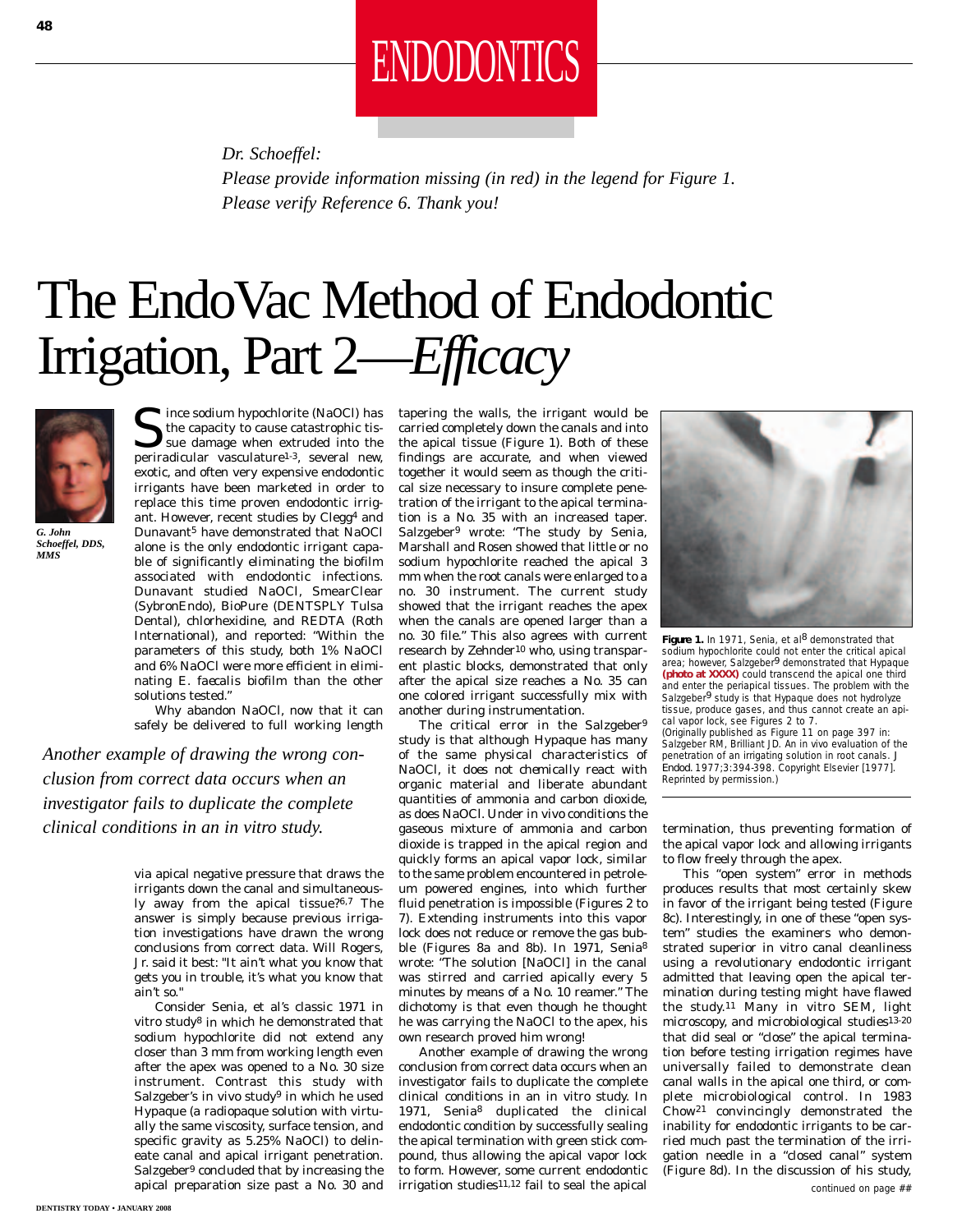ENDODONTICS

*Dr. Schoeffel:*
*Please provide information missing (in red) in the legend for Figure 1.*
*Please verify Reference 6. Thank you!*

# The EndoVac Method of Endodontic Irrigation, Part 2—*Efficacy*

*G. John Schoeffel, DDS, MMS*

Since sodium hypochlorite (NaOCl) has the capacity to cause catastrophic tissue damage when extruded into the periradicular vasculature[1-3], several new, exotic, and often very expensive endodontic irrigants have been marketed in order to replace this time proven endodontic irrigant. However, recent studies by Clegg[4] and Dunavant[5] have demonstrated that NaOCl alone is the only endodontic irrigant capable of significantly eliminating the biofilm associated with endodontic infections. Dunavant studied NaOCl, SmearClear (SybronEndo), BioPure (DENTSPLY Tulsa Dental), chlorhexidine, and REDTA (Roth International), and reported: "Within the parameters of this study, both 1% NaOCl and 6% NaOCl were more efficient in eliminating *E. faecalis* biofilm than the other solutions tested."

Why abandon NaOCl, now that it can safely be delivered to full working length via apical negative pressure that draws the irrigants down the canal and simultaneously away from the apical tissue?[6,7] The answer is simply because previous irrigation investigations have drawn the wrong conclusions from correct data. Will Rogers, Jr. said it best: "It ain't what you know that gets you in trouble, it's what you know that ain't so."

Consider Senia, et al's classic 1971 in vitro study[8] in which he demonstrated that sodium hypochlorite did not extend any closer than 3 mm from working length even after the apex was opened to a No. 30 size instrument. Contrast this study with Salzgeber's in vivo study[9] in which he used Hypaque (a radiopaque solution with virtually the same viscosity, surface tension, and specific gravity as 5.25% NaOCl) to delineate canal and apical irrigant penetration. Salzgeber[9] concluded that by increasing the apical preparation size past a No. 30 and tapering the walls, the irrigant would be carried completely down the canals and into the apical tissue (Figure 1). Both of these findings are accurate, and when viewed together it would seem as though the critical size necessary to insure complete penetration of the irrigant to the apical termination is a No. 35 with an increased taper. Salzgeber[9] wrote: "The study by Senia, Marshall and Rosen showed that little or no sodium hypochlorite reached the apical 3 mm when the root canals were enlarged to a no. 30 instrument. The current study showed that the irrigant reaches the apex when the canals are opened larger than a no. 30 file." This also agrees with current research by Zehnder[10] who, using transparent plastic blocks, demonstrated that only after the apical size reaches a No. 35 can one colored irrigant successfully mix with another during instrumentation.

The critical error in the Salzgeber[9] study is that although Hypaque has many of the same physical characteristics of NaOCl, it does not *chemically* react with organic material and liberate abundant quantities of ammonia and carbon dioxide, as does NaOCl. Under in vivo conditions the gaseous mixture of ammonia and carbon dioxide is trapped in the apical region and quickly forms an apical vapor lock, similar to the same problem encountered in petroleum powered engines, into which further fluid penetration is impossible (Figures 2 to 7). Extending instruments into this vapor lock does not reduce or remove the gas bubble (Figures 8a and 8b). In 1971, Senia[8] wrote: "The solution [NaOCl] in the canal was stirred and carried apically every 5 minutes by means of a No. 10 reamer." The dichotomy is that even though he thought he was carrying the NaOCl to the apex, his own research proved him wrong!

*Another example of drawing the wrong conclusion from correct data occurs when an investigator fails to duplicate the complete clinical conditions in an in vitro study.*

Another example of drawing the wrong conclusion from correct data occurs when an investigator fails to duplicate the complete clinical conditions in an in vitro study. In 1971, Senia[8] duplicated the clinical endodontic condition by successfully sealing the apical termination with green stick compound, thus allowing the apical vapor lock to form. However, some current endodontic irrigation studies[11,12] fail to seal the apical termination, thus preventing formation of the apical vapor lock and allowing irrigants to flow freely through the apex.

**Figure 1.** In 1971, Senia, et al[8] demonstrated that sodium hypochlorite could not enter the critical apical area; however, Salzgeber[9] demonstrated that Hypaque **(photo at XXXX)** could transcend the apical one third and enter the periapical tissues. The problem with the Salzgeber[9] study is that Hypaque does not hydrolyze tissue, produce gases, and thus cannot create an apical vapor lock, see Figures 2 to 7.
(Originally published as Figure 11 on page 397 in: Salzgeber RM, Brilliant JD. An in vivo evaluation of the penetration of an irrigating solution in root canals. *J Endod.* 1977;3:394-398. Copyright Elsevier [1977]. Reprinted by permission.)

This "open system" error in methods produces results that most certainly skew in favor of the irrigant being tested (Figure 8c). Interestingly, in one of these "open system" studies the examiners who demonstrated superior in vitro canal cleanliness using a revolutionary endodontic irrigant admitted that leaving open the apical termination during testing might have flawed the study.[11] Many in vitro SEM, light microscopy, and microbiological studies[13-20] that did seal or "close" the apical termination before testing irrigation regimes have universally failed to demonstrate clean canal walls in the apical one third, or complete microbiological control. In 1983 Chow[21] convincingly demonstrated the inability for endodontic irrigants to be carried much past the termination of the irrigation needle in a "closed canal" system (Figure 8d). In the discussion of his study,

continued on page ##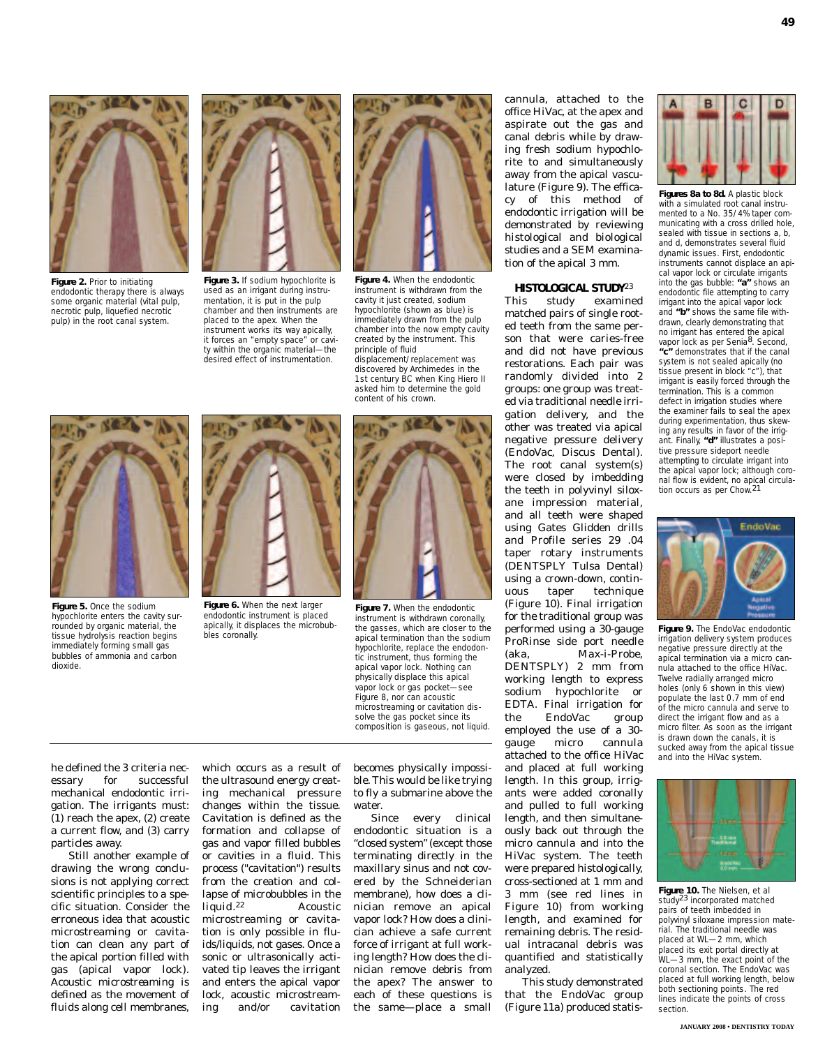**Figure 2.** Prior to initiating endodontic therapy there is always some organic material (vital pulp, necrotic pulp, liquefied necrotic pulp) in the root canal system.

**Figure 3.** If sodium hypochlorite is used as an irrigant during instrumentation, it is put in the pulp chamber and then instruments are placed to the apex. When the instrument works its way apically, it forces an "empty space" or cavity within the organic material—the desired effect of instrumentation.

**Figure 4.** When the endodontic instrument is withdrawn from the cavity it just created, sodium hypochlorite (shown as blue) is immediately drawn from the pulp chamber into the now empty cavity created by the instrument. This principle of fluid displacement/replacement was discovered by Archimedes in the 1st century BC when King Hiero II asked him to determine the gold content of his crown.

**Figure 5.** Once the sodium hypochlorite enters the cavity surrounded by organic material, the tissue hydrolysis reaction begins immediately forming small gas bubbles of ammonia and carbon dioxide.

**Figure 6.** When the next larger endodontic instrument is placed apically, it displaces the microbubbles coronally.

**Figure 7.** When the endodontic instrument is withdrawn coronally, the gasses, which are closer to the apical termination than the sodium hypochlorite, replace the endodontic instrument, thus forming the apical vapor lock. Nothing can physically displace this apical vapor lock or gas pocket—see Figure 8, nor can acoustic microstreaming or cavitation dissolve the gas pocket since its composition is gaseous, not liquid.

he defined the 3 criteria necessary for successful mechanical endodontic irrigation. The irrigants must: (1) reach the apex, (2) create a current flow, and (3) carry particles away.

Still another example of drawing the wrong conclusions is not applying correct scientific principles to a specific situation. Consider the erroneous idea that acoustic microstreaming or cavitation can clean any part of the apical portion filled with gas (apical vapor lock). Acoustic microstreaming is defined as the movement of fluids along cell membranes, which occurs as a result of the ultrasound energy creating mechanical pressure changes within the tissue. Cavitation is defined as the formation and collapse of gas and vapor filled bubbles or cavities in a fluid. This process ("cavitation") results from the creation and collapse of microbubbles in the liquid.[22] Acoustic microstreaming or cavitation is only possible in fluids/liquids, not gases. Once a sonic or ultrasonically activated tip leaves the irrigant and enters the apical vapor lock, acoustic microstreaming and/or cavitation becomes physically impossible. This would be like trying to fly a submarine above the water.

Since every clinical endodontic situation is a "closed system" (except those terminating directly in the maxillary sinus and not covered by the Schneiderian membrane), how does a clinician remove an apical vapor lock? How does a clinician achieve a safe current force of irrigant at full working length? How does the clinician remove debris from the apex? The answer to each of these questions is the same—place a small cannula, attached to the office HiVac, at the apex and aspirate out the gas and canal debris while by drawing fresh sodium hypochlorite to and simultaneously away from the apical vasculature (Figure 9). The efficacy of this method of endodontic irrigation will be demonstrated by reviewing histological and biological studies and a SEM examination of the apical 3 mm.

## HISTOLOGICAL STUDY[23]

This study examined matched pairs of single rooted teeth from the same person that were caries-free and did not have previous restorations. Each pair was randomly divided into 2 groups: one group was treated via traditional needle irrigation delivery, and the other was treated via apical negative pressure delivery (EndoVac, Discus Dental). The root canal system(s) were closed by imbedding the teeth in polyvinyl siloxane impression material, and all teeth were shaped using Gates Glidden drills and Profile series 29 .04 taper rotary instruments (DENTSPLY Tulsa Dental) using a crown-down, continuous taper technique (Figure 10). Final irrigation for the traditional group was performed using a 30-gauge ProRinse side port needle (aka, Max-i-Probe, DENTSPLY) 2 mm from working length to express sodium hypochlorite or EDTA. Final irrigation for the EndoVac group employed the use of a 30-gauge micro cannula attached to the office HiVac and placed at full working length. In this group, irrigants were added coronally and pulled to full working length, and then simultaneously back out through the micro cannula and into the HiVac system. The teeth were prepared histologically, cross-sectioned at 1 mm and 3 mm (see red lines in Figure 10) from working length, and examined for remaining debris. The residual intracanal debris was quantified and statistically analyzed.

This study demonstrated that the EndoVac group (Figure 11a) produced statis-

**Figures 8a to 8d.** A plastic block with a simulated root canal instrumented to a No. 35/4% taper communicating with a cross drilled hole, sealed with tissue in sections a, b, and d, demonstrates several fluid dynamic issues. First, endodontic instruments cannot displace an apical vapor lock or circulate irrigants into the gas bubble: **"a"** shows an endodontic file attempting to carry irrigant into the apical vapor lock and **"b"** shows the same file withdrawn, clearly demonstrating that no irrigant has entered the apical vapor lock as per Senia[8]. Second, **"c"** demonstrates that if the canal system is not sealed apically (no tissue present in block "c"), that irrigant is easily forced through the termination. This is a common defect in irrigation studies where the examiner fails to seal the apex during experimentation, thus skewing any results in favor of the irrigant. Finally, **"d"** illustrates a positive pressure sideport needle attempting to circulate irrigant into the apical vapor lock; although coronal flow is evident, no apical circulation occurs as per Chow.[21]

**Figure 9.** The EndoVac endodontic irrigation delivery system produces negative pressure directly at the apical termination via a micro cannula attached to the office HiVac. Twelve radially arranged micro holes (only 6 shown in this view) populate the last 0.7 mm of end of the micro cannula and serve to direct the irrigant flow and as a micro filter. As soon as the irrigant is drawn down the canals, it is sucked away from the apical tissue and into the HiVac system.

**Figure 10.** The Nielsen, et al study[23] incorporated matched pairs of teeth imbedded in polyvinyl siloxane impression material. The traditional needle was placed at WL—2 mm, which placed its exit portal directly at WL—3 mm, the exact point of the coronal section. The EndoVac was placed at full working length, below both sectioning points. The red lines indicate the points of cross section.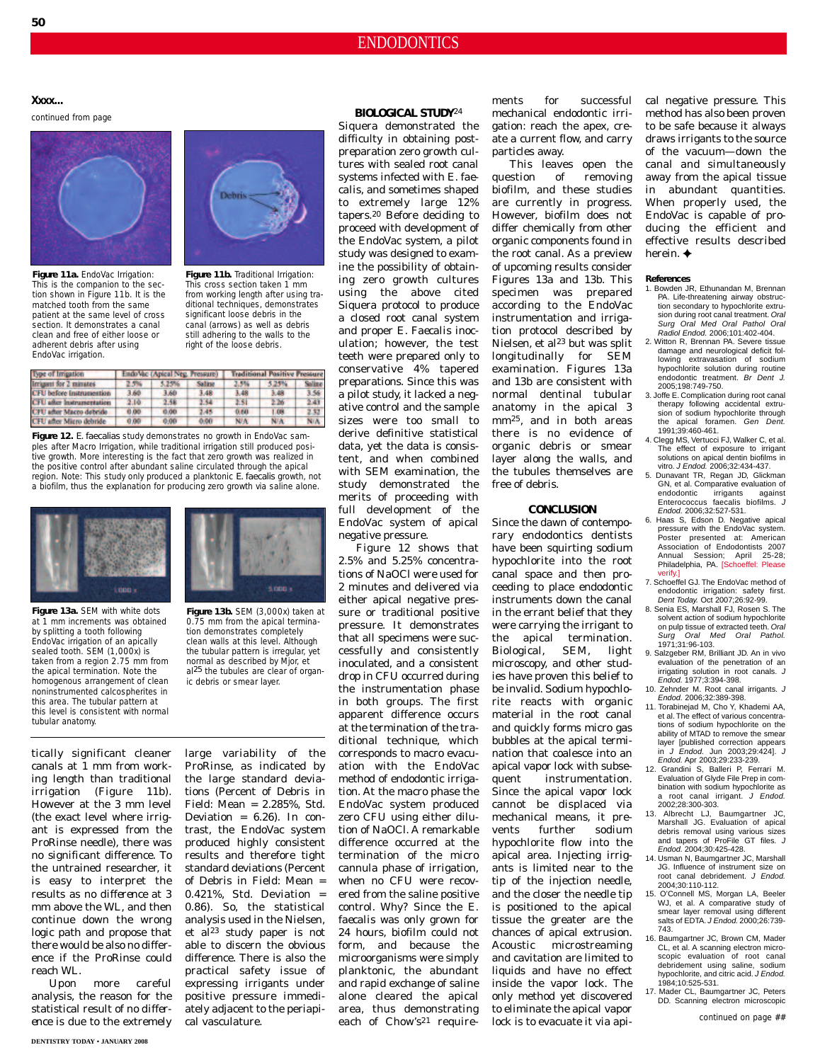**Xxxx...**

continued from page

**Figure 11a.** EndoVac Irrigation: This is the companion to the section shown in Figure 11b. It is the matched tooth from the same patient at the same level of cross section. It demonstrates a canal clean and free of either loose or adherent debris after using EndoVac irrigation.

**Figure 11b.** Traditional Irrigation: This cross section taken 1 mm from working length after using traditional techniques, demonstrates significant loose debris in the canal (arrows) as well as debris still adhering to the walls to the right of the loose debris.

| Type of Irrigation | EndoVac (Apical Neg. Pressure) | | | Traditional Positive Pressure | | |
|---|---|---|---|---|---|---|
| Irrigant for 2 minutes | 2.5% | 5.25% | Saline | 2.5% | 5.25% | Saline |
| CFU before Instrumentation | 3.60 | 3.60 | 3.48 | 3.48 | 3.48 | 3.56 |
| CFU after Instrumentation | 2.10 | 2.58 | 2.54 | 2.51 | 2.26 | 2.43 |
| CFU after Macro debride | 0.00 | 0.00 | 2.45 | 0.60 | 1.08 | 2.32 |
| CFU after Micro debride | 0.00 | 0.00 | 0.00 | N/A | N/A | N/A |

**Figure 12.** *E. faecalis* study demonstrates no growth in EndoVac samples after Macro Irrigation, while traditional irrigation still produced positive growth. More interesting is the fact that zero growth was realized in the positive control after abundant saline circulated through the apical region. Note: This study only produced a planktonic *E. faecalis* growth, not a biofilm, thus the explanation for producing zero growth via saline alone.

**Figure 13a.** SEM with white dots at 1 mm increments was obtained by splitting a tooth following EndoVac irrigation of an apically sealed tooth. SEM (1,000x) is taken from a region 2.75 mm from the apical termination. Note the homogenous arrangement of clean noninstrumented calcospherites in this area. The tubular pattern at this level is consistent with normal tubular anatomy.

**Figure 13b.** SEM (3,000x) taken at 0.75 mm from the apical termination demonstrates completely clean walls at this level. Although the tubular pattern is irregular, yet normal as described by Mjor, et al[25] the tubules are clear of organic debris or smear layer.

tically significant cleaner canals at 1 mm from working length than traditional irrigation (Figure 11b). However at the 3 mm level (the exact level where irrigant is expressed from the ProRinse needle), there was no significant difference. To the untrained researcher, it is easy to interpret the results as *no difference* at 3 mm above the WL, and then continue down the wrong logic path and propose that there would be also no difference if the ProRinse could reach WL.

Upon more careful analysis, the reason for the statistical result of *no difference* is due to the extremely large variability of the ProRinse, as indicated by the large standard deviations (Percent of Debris in Field: Mean = 2.285%, Std. Deviation = 6.26). In contrast, the EndoVac system produced highly consistent results and therefore tight standard deviations (Percent of Debris in Field: Mean = 0.421%, Std. Deviation = 0.86). So, the statistical analysis used in the Nielsen, et al[23] study paper is not able to discern the obvious difference. There is also the practical safety issue of expressing irrigants under positive pressure immediately adjacent to the periapical vasculature.

**BIOLOGICAL STUDY**[24]

Siquera demonstrated the difficulty in obtaining post-preparation zero growth cultures with sealed root canal systems infected with E. faecalis, and sometimes shaped to extremely large 12% tapers.[20] Before deciding to proceed with development of the EndoVac system, a pilot study was designed to examine the possibility of obtaining zero growth cultures using the above cited Siquera protocol to produce a closed root canal system and proper E. Faecalis inoculation; however, the test teeth were prepared only to conservative 4% tapered preparations. Since this was a pilot study, it lacked a negative control and the sample sizes were too small to derive definitive statistical data, yet the data is consistent, and when combined with SEM examination, the study demonstrated the merits of proceeding with full development of the EndoVac system of apical negative pressure.

Figure 12 shows that 2.5% and 5.25% concentrations of NaOCl were used for 2 minutes and delivered via either apical negative pressure or traditional positive pressure. It demonstrates that all specimens were successfully and consistently inoculated, and a consistent drop in CFU occurred during the instrumentation phase in both groups. The first apparent difference occurs at the termination of the traditional technique, which corresponds to macro evacuation with the EndoVac method of endodontic irrigation. At the macro phase the EndoVac system produced zero CFU using either dilution of NaOCl. A remarkable difference occurred at the termination of the micro cannula phase of irrigation, when no CFU were recovered from the saline positive control. Why? Since the E. faecalis was only grown for 24 hours, biofilm could not form, and because the microorganisms were simply planktonic, the abundant and rapid exchange of saline alone cleared the apical area, thus demonstrating each of Chow's[21] requirements for successful mechanical endodontic irrigation: reach the apex, create a current flow, and carry particles away.

This leaves open the question of removing biofilm, and these studies are currently in progress. However, biofilm does not differ chemically from other organic components found in the root canal. As a preview of upcoming results consider Figures 13a and 13b. This specimen was prepared according to the EndoVac instrumentation and irrigation protocol described by Nielsen, et al[23] but was split longitudinally for SEM examination. Figures 13a and 13b are consistent with normal dentinal tubular anatomy in the apical 3 mm[25], and in both areas there is no evidence of organic debris or smear layer along the walls, and the tubules themselves are free of debris.

**CONCLUSION**

Since the dawn of contemporary endodontics dentists have been squirting sodium hypochlorite into the root canal space and then proceeding to place endodontic instruments down the canal in the errant belief that they were carrying the irrigant to the apical termination. Biological, SEM, light microscopy, and other studies have proven this belief to be invalid. Sodium hypochlorite reacts with organic material in the root canal and quickly forms micro gas bubbles at the apical termination that coalesce into an apical vapor lock with subsequent instrumentation. Since the apical vapor lock cannot be displaced via mechanical means, it prevents further sodium hypochlorite flow into the apical area. Injecting irrigants is limited near to the tip of the injection needle, and the closer the needle tip is positioned to the apical tissue the greater are the chances of apical extrusion. Acoustic microstreaming and cavitation are limited to liquids and have no effect inside the vapor lock. The only method yet discovered to eliminate the apical vapor lock is to evacuate it via apical negative pressure. This method has also been proven to be safe because it always draws irrigants to the source of the vacuum—down the canal and simultaneously away from the apical tissue in abundant quantities. When properly used, the EndoVac is capable of producing the efficient and effective results described herein. ✦

**References**

1. Bowden JR, Ethunandan M, Brennan PA. Life-threatening airway obstruction secondary to hypochlorite extrusion during root canal treatment. *Oral Surg Oral Med Oral Pathol Oral Radiol Endod.* 2006;101:402-404.
2. Witton R, Brennan PA. Severe tissue damage and neurological deficit following extravasation of sodium hypochlorite solution during routine endodontic treatment. *Br Dent J.* 2005;198:749-750.
3. Joffe E. Complication during root canal therapy following accidental extrusion of sodium hypochlorite through the apical foramen. *Gen Dent.* 1991;39:460-461.
4. Clegg MS, Vertucci FJ, Walker C, et al. The effect of exposure to irrigant solutions on apical dentin biofilms in vitro. *J Endod.* 2006;32:434-437.
5. Dunavant TR, Regan JD, Glickman GN, et al. Comparative evaluation of endodontic irrigants against Enterococcus faecalis biofilms. *J Endod.* 2006;32:527-531.
6. Haas S, Edson D. Negative apical pressure with the EndoVac system. Poster presented at: American Association of Endodontists 2007 Annual Session; April 25-28; Philadelphia, PA. [Schoeffel: Please verify.]
7. Schoeffel GJ. The EndoVac method of endodontic irrigation: safety first. *Dent Today.* Oct 2007;26:92-99.
8. Senia ES, Marshall FJ, Rosen S. The solvent action of sodium hypochlorite on pulp tissue of extracted teeth. *Oral Surg Oral Med Oral Pathol.* 1971;31:96-103.
9. Salzgeber RM, Brilliant JD. An in vivo evaluation of the penetration of an irrigating solution in root canals. *J Endod.* 1977;3:394-398.
10. Zehnder M. Root canal irrigants. *J Endod.* 2006;32:389-398.
11. Torabinejad M, Cho Y, Khademi AA, et al. The effect of various concentrations of sodium hypochlorite on the ability of MTAD to remove the smear layer [published correction appears in *J Endod.* Jun 2003;29:424]. *J Endod.* Apr 2003;29:233-239.
12. Grandini S, Balleri P, Ferrari M. Evaluation of Glyde File Prep in combination with sodium hypochlorite as a root canal irrigant. *J Endod.* 2002;28:300-303.
13. Albrecht LJ, Baumgartner JC, Marshall JG. Evaluation of apical debris removal using various sizes and tapers of ProFile GT files. *J Endod.* 2004;30:425-428.
14. Usman N, Baumgartner JC, Marshall JG. Influence of instrument size on root canal debridement. *J Endod.* 2004;30:110-112.
15. O'Connell MS, Morgan LA, Beeler WJ, et al. A comparative study of smear layer removal using different salts of EDTA. *J Endod.* 2000;26:739-743.
16. Baumgartner JC, Brown CM, Mader CL, et al. A scanning electron microscopic evaluation of root canal debridement using saline, sodium hypochlorite, and citric acid. *J Endod.* 1984;10:525-531.
17. Mader CL, Baumgartner JC, Peters DD. Scanning electron microscopic

continued on page ##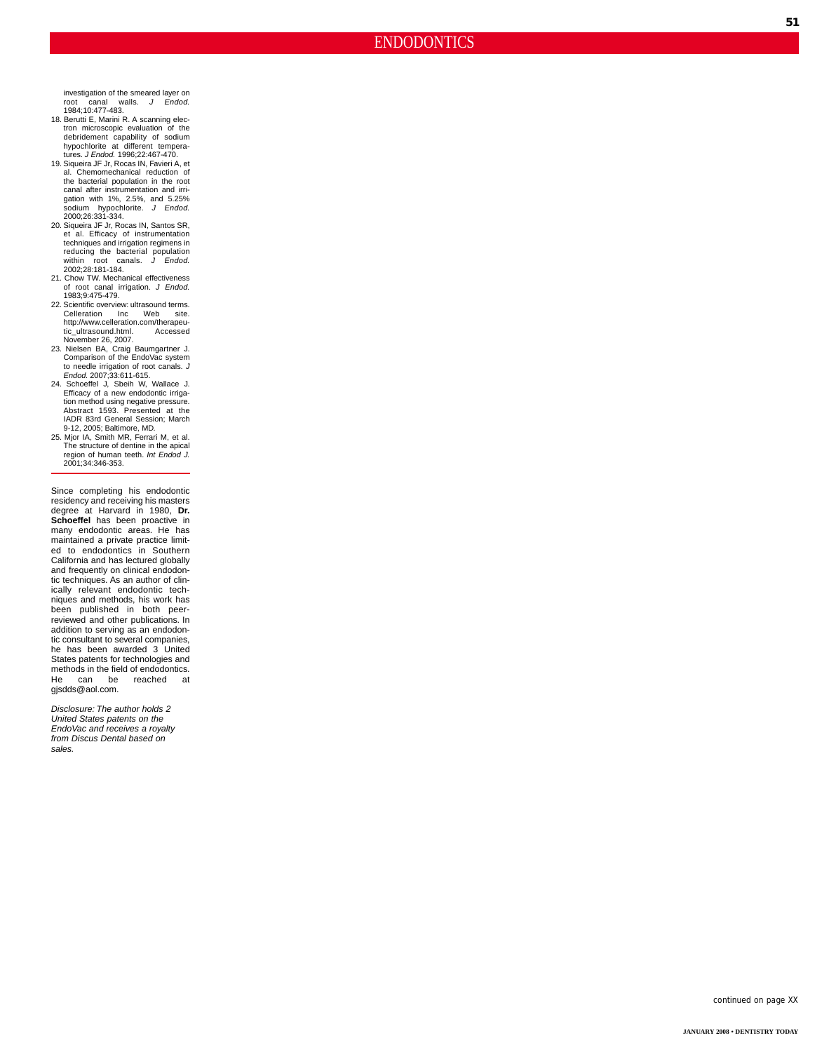investigation of the smeared layer on root canal walls. *J Endod.* 1984;10:477-483.

18. Berutti E, Marini R. A scanning electron microscopic evaluation of the debridement capability of sodium hypochlorite at different temperatures. *J Endod.* 1996;22:467-470.
19. Siqueira JF Jr, Rocas IN, Favieri A, et al. Chemomechanical reduction of the bacterial population in the root canal after instrumentation and irrigation with 1%, 2.5%, and 5.25% sodium hypochlorite. *J Endod.* 2000;26:331-334.
20. Siqueira JF Jr, Rocas IN, Santos SR, et al. Efficacy of instrumentation techniques and irrigation regimens in reducing the bacterial population within root canals. *J Endod.* 2002;28:181-184.
21. Chow TW. Mechanical effectiveness of root canal irrigation. *J Endod.* 1983;9:475-479.
22. Scientific overview: ultrasound terms. Celleration Inc Web site. http://www.celleration.com/therapeutic_ultrasound.html. Accessed November 26, 2007.
23. Nielsen BA, Craig Baumgartner J. Comparison of the EndoVac system to needle irrigation of root canals. *J Endod.* 2007;33:611-615.
24. Schoeffel J, Sbeih W, Wallace J. Efficacy of a new endodontic irrigation method using negative pressure. Abstract 1593. Presented at the IADR 83rd General Session; March 9-12, 2005; Baltimore, MD.
25. Mjor IA, Smith MR, Ferrari M, et al. The structure of dentine in the apical region of human teeth. *Int Endod J.* 2001;34:346-353.

---

Since completing his endodontic residency and receiving his masters degree at Harvard in 1980, **Dr. Schoeffel** has been proactive in many endodontic areas. He has maintained a private practice limited to endodontics in Southern California and has lectured globally and frequently on clinical endodontic techniques. As an author of clinically relevant endodontic techniques and methods, his work has been published in both peer-reviewed and other publications. In addition to serving as an endodontic consultant to several companies, he has been awarded 3 United States patents for technologies and methods in the field of endodontics. He can be reached at gjsdds@aol.com.

*Disclosure: The author holds 2 United States patents on the EndoVac and receives a royalty from Discus Dental based on sales.*

*continued on page XX*